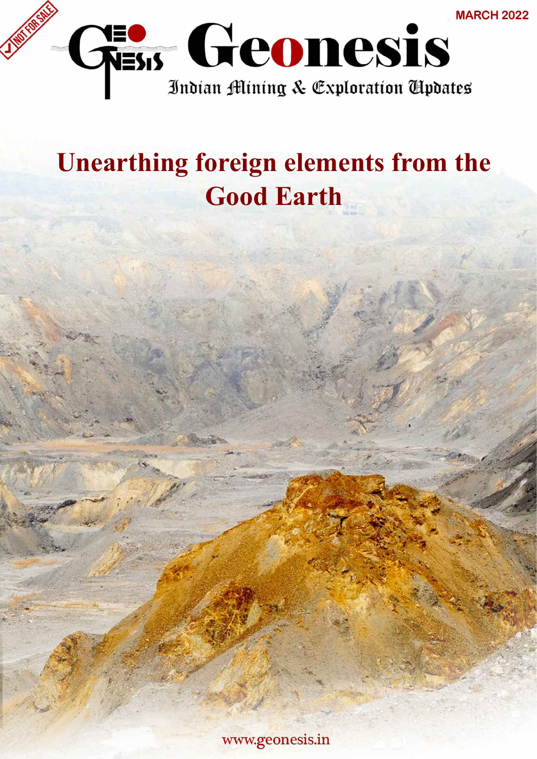NOT FOR SALE

MARCH 2022

# Geonesis

Indian Mining & Exploration Updates

## Unearthing foreign elements from the Good Earth

www.geonesis.in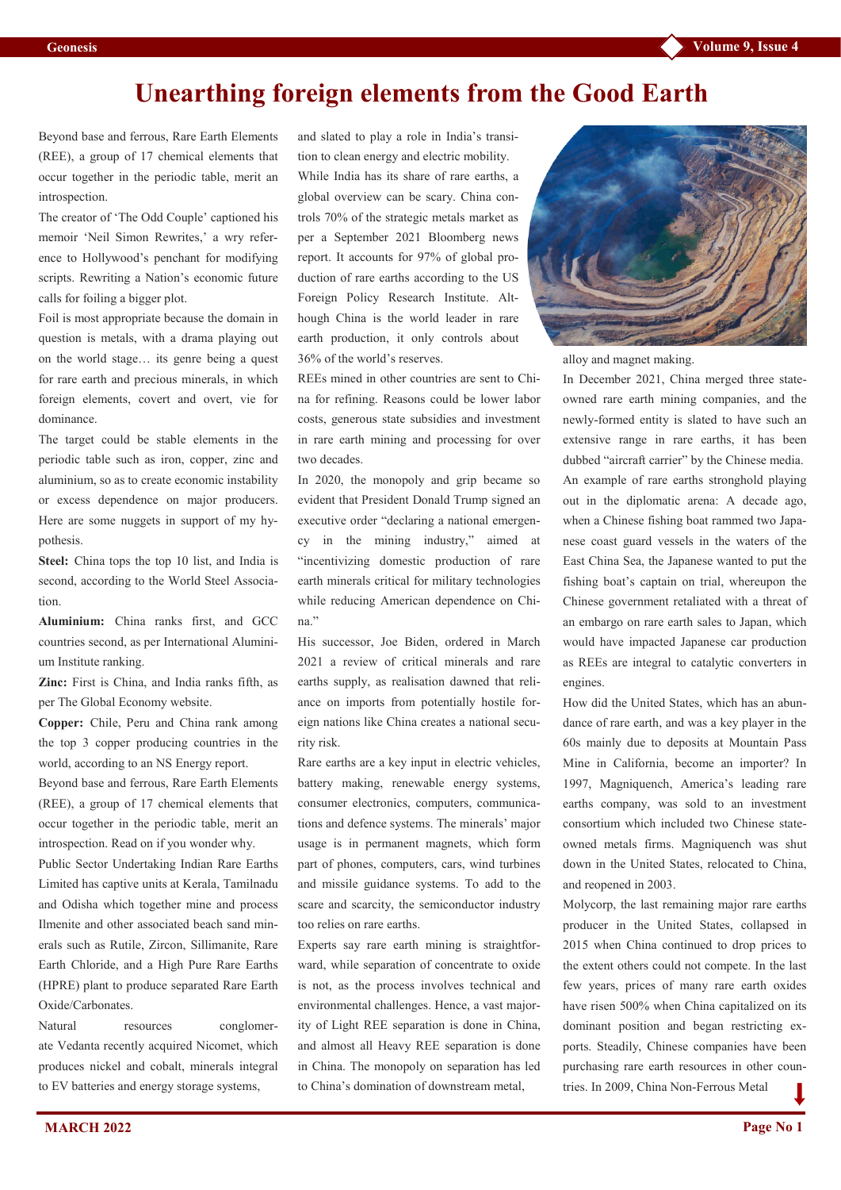# Unearthing foreign elements from the Good Earth

Beyond base and ferrous, Rare Earth Elements (REE), a group of 17 chemical elements that occur together in the periodic table, merit an introspection.

The creator of 'The Odd Couple' captioned his memoir 'Neil Simon Rewrites,' a wry reference to Hollywood's penchant for modifying scripts. Rewriting a Nation's economic future calls for foiling a bigger plot.

Foil is most appropriate because the domain in question is metals, with a drama playing out on the world stage… its genre being a quest for rare earth and precious minerals, in which foreign elements, covert and overt, vie for dominance.

The target could be stable elements in the periodic table such as iron, copper, zinc and aluminium, so as to create economic instability or excess dependence on major producers. Here are some nuggets in support of my hypothesis.

**Steel:** China tops the top 10 list, and India is second, according to the World Steel Association.

**Aluminium:** China ranks first, and GCC countries second, as per International Aluminium Institute ranking.

**Zinc:** First is China, and India ranks fifth, as per The Global Economy website.

**Copper:** Chile, Peru and China rank among the top 3 copper producing countries in the world, according to an NS Energy report.

Beyond base and ferrous, Rare Earth Elements (REE), a group of 17 chemical elements that occur together in the periodic table, merit an introspection. Read on if you wonder why.

Public Sector Undertaking Indian Rare Earths Limited has captive units at Kerala, Tamilnadu and Odisha which together mine and process Ilmenite and other associated beach sand minerals such as Rutile, Zircon, Sillimanite, Rare Earth Chloride, and a High Pure Rare Earths (HPRE) plant to produce separated Rare Earth Oxide/Carbonates.

Natural resources conglomerate Vedanta recently acquired Nicomet, which produces nickel and cobalt, minerals integral to EV batteries and energy storage systems, and slated to play a role in India's transition to clean energy and electric mobility.

While India has its share of rare earths, a global overview can be scary. China controls 70% of the strategic metals market as per a September 2021 Bloomberg news report. It accounts for 97% of global production of rare earths according to the US Foreign Policy Research Institute. Although China is the world leader in rare earth production, it only controls about 36% of the world's reserves.

REEs mined in other countries are sent to China for refining. Reasons could be lower labor costs, generous state subsidies and investment in rare earth mining and processing for over two decades.

In 2020, the monopoly and grip became so evident that President Donald Trump signed an executive order "declaring a national emergency in the mining industry," aimed at "incentivizing domestic production of rare earth minerals critical for military technologies while reducing American dependence on China."

His successor, Joe Biden, ordered in March 2021 a review of critical minerals and rare earths supply, as realisation dawned that reliance on imports from potentially hostile foreign nations like China creates a national security risk.

Rare earths are a key input in electric vehicles, battery making, renewable energy systems, consumer electronics, computers, communications and defence systems. The minerals' major usage is in permanent magnets, which form part of phones, computers, cars, wind turbines and missile guidance systems. To add to the scare and scarcity, the semiconductor industry too relies on rare earths.

Experts say rare earth mining is straightforward, while separation of concentrate to oxide is not, as the process involves technical and environmental challenges. Hence, a vast majority of Light REE separation is done in China, and almost all Heavy REE separation is done in China. The monopoly on separation has led to China's domination of downstream metal, alloy and magnet making.

In December 2021, China merged three state-owned rare earth mining companies, and the newly-formed entity is slated to have such an extensive range in rare earths, it has been dubbed "aircraft carrier" by the Chinese media.

An example of rare earths stronghold playing out in the diplomatic arena: A decade ago, when a Chinese fishing boat rammed two Japanese coast guard vessels in the waters of the East China Sea, the Japanese wanted to put the fishing boat's captain on trial, whereupon the Chinese government retaliated with a threat of an embargo on rare earth sales to Japan, which would have impacted Japanese car production as REEs are integral to catalytic converters in engines.

How did the United States, which has an abundance of rare earth, and was a key player in the 60s mainly due to deposits at Mountain Pass Mine in California, become an importer? In 1997, Magniquench, America's leading rare earths company, was sold to an investment consortium which included two Chinese state-owned metals firms. Magniquench was shut down in the United States, relocated to China, and reopened in 2003.

Molycorp, the last remaining major rare earths producer in the United States, collapsed in 2015 when China continued to drop prices to the extent others could not compete. In the last few years, prices of many rare earth oxides have risen 500% when China capitalized on its dominant position and began restricting exports. Steadily, Chinese companies have been purchasing rare earth resources in other countries. In 2009, China Non-Ferrous Metal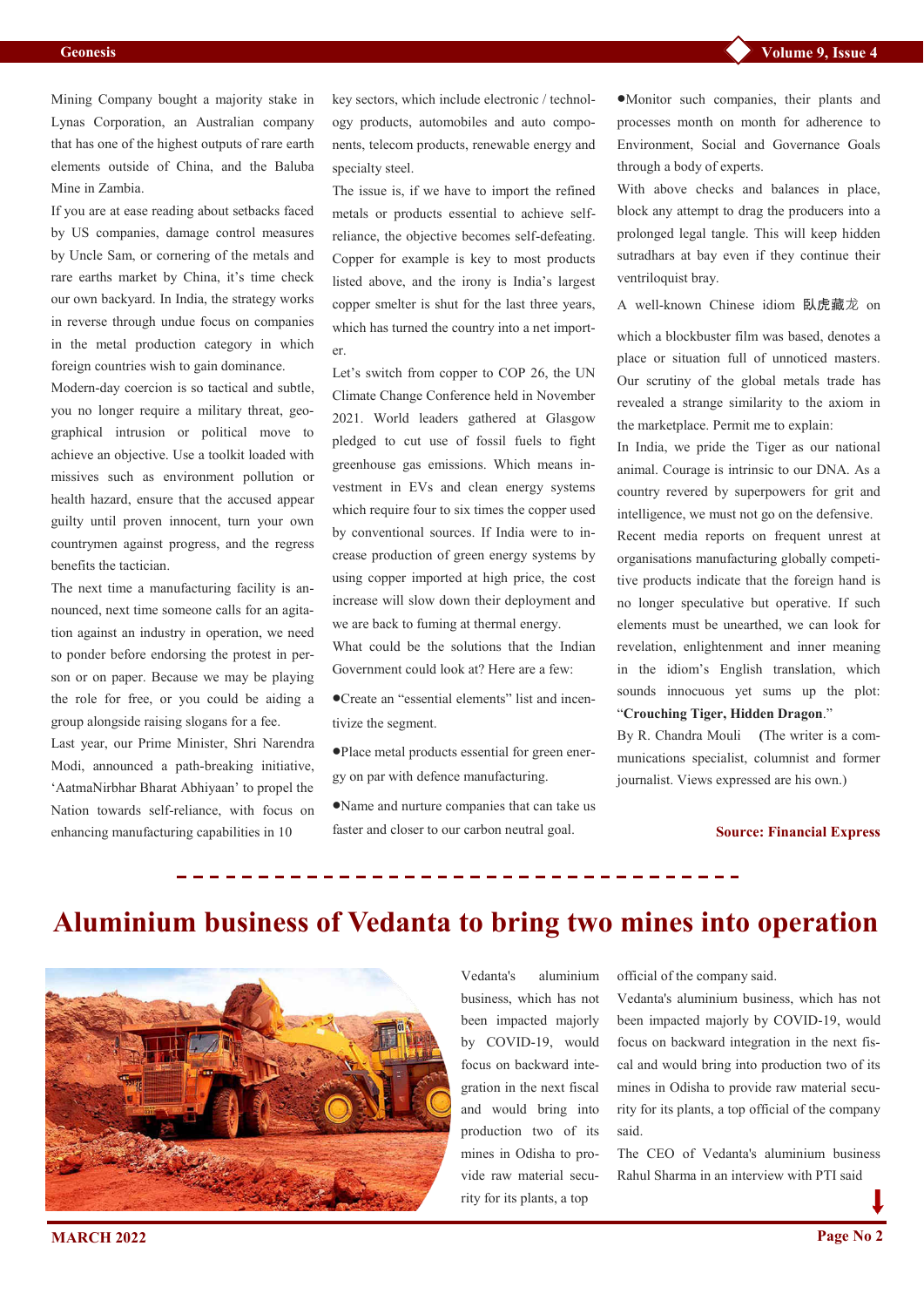Mining Company bought a majority stake in Lynas Corporation, an Australian company that has one of the highest outputs of rare earth elements outside of China, and the Baluba Mine in Zambia.

If you are at ease reading about setbacks faced by US companies, damage control measures by Uncle Sam, or cornering of the metals and rare earths market by China, it's time check our own backyard. In India, the strategy works in reverse through undue focus on companies in the metal production category in which foreign countries wish to gain dominance.

Modern-day coercion is so tactical and subtle, you no longer require a military threat, geographical intrusion or political move to achieve an objective. Use a toolkit loaded with missives such as environment pollution or health hazard, ensure that the accused appear guilty until proven innocent, turn your own countrymen against progress, and the regress benefits the tactician.

The next time a manufacturing facility is announced, next time someone calls for an agitation against an industry in operation, we need to ponder before endorsing the protest in person or on paper. Because we may be playing the role for free, or you could be aiding a group alongside raising slogans for a fee.

Last year, our Prime Minister, Shri Narendra Modi, announced a path-breaking initiative, 'AatmaNirbhar Bharat Abhiyaan' to propel the Nation towards self-reliance, with focus on enhancing manufacturing capabilities in 10 key sectors, which include electronic / technology products, automobiles and auto components, telecom products, renewable energy and specialty steel.

The issue is, if we have to import the refined metals or products essential to achieve self-reliance, the objective becomes self-defeating. Copper for example is key to most products listed above, and the irony is India's largest copper smelter is shut for the last three years, which has turned the country into a net importer.

Let's switch from copper to COP 26, the UN Climate Change Conference held in November 2021. World leaders gathered at Glasgow pledged to cut use of fossil fuels to fight greenhouse gas emissions. Which means investment in EVs and clean energy systems which require four to six times the copper used by conventional sources. If India were to increase production of green energy systems by using copper imported at high price, the cost increase will slow down their deployment and we are back to fuming at thermal energy.

What could be the solutions that the Indian Government could look at? Here are a few:

- Create an "essential elements" list and incentivize the segment.
- Place metal products essential for green energy on par with defence manufacturing.
- Name and nurture companies that can take us faster and closer to our carbon neutral goal.
- Monitor such companies, their plants and processes month on month for adherence to Environment, Social and Governance Goals through a body of experts.

With above checks and balances in place, block any attempt to drag the producers into a prolonged legal tangle. This will keep hidden sutradhars at bay even if they continue their ventriloquist bray.

A well-known Chinese idiom 臥虎藏龙 on which a blockbuster film was based, denotes a place or situation full of unnoticed masters. Our scrutiny of the global metals trade has revealed a strange similarity to the axiom in the marketplace. Permit me to explain:

In India, we pride the Tiger as our national animal. Courage is intrinsic to our DNA. As a country revered by superpowers for grit and intelligence, we must not go on the defensive.

Recent media reports on frequent unrest at organisations manufacturing globally competitive products indicate that the foreign hand is no longer speculative but operative. If such elements must be unearthed, we can look for revelation, enlightenment and inner meaning in the idiom's English translation, which sounds innocuous yet sums up the plot: "**Crouching Tiger, Hidden Dragon**."

By R. Chandra Mouli (The writer is a communications specialist, columnist and former journalist. Views expressed are his own.)

**Source: Financial Express**

# Aluminium business of Vedanta to bring two mines into operation

Vedanta's aluminium business, which has not been impacted majorly by COVID-19, would focus on backward integration in the next fiscal and would bring into production two of its mines in Odisha to provide raw material security for its plants, a top official of the company said.

Vedanta's aluminium business, which has not been impacted majorly by COVID-19, would focus on backward integration in the next fiscal and would bring into production two of its mines in Odisha to provide raw material security for its plants, a top official of the company said.

The CEO of Vedanta's aluminium business Rahul Sharma in an interview with PTI said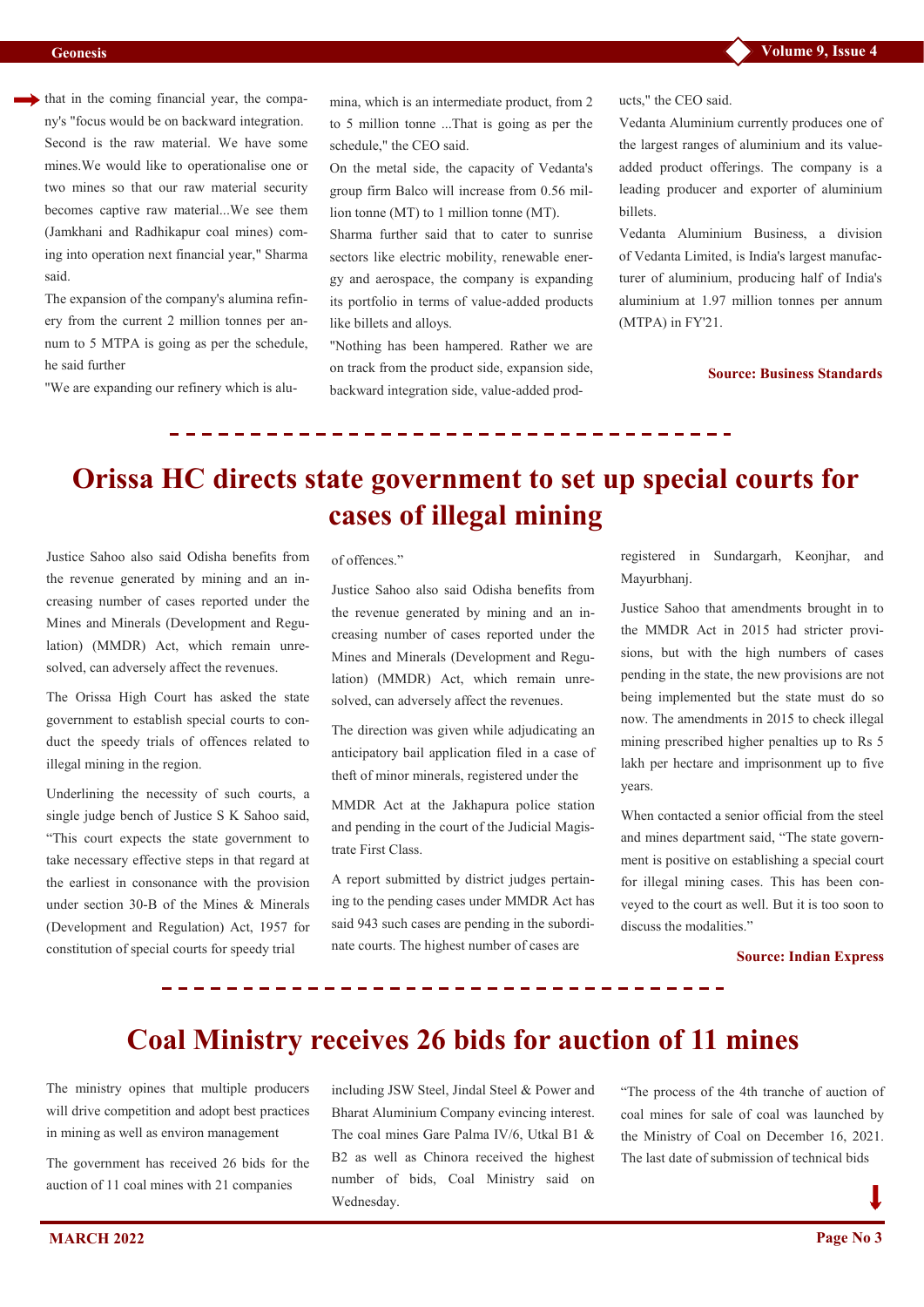that in the coming financial year, the company's "focus would be on backward integration. Second is the raw material. We have some mines.We would like to operationalise one or two mines so that our raw material security becomes captive raw material...We see them (Jamkhani and Radhikapur coal mines) coming into operation next financial year," Sharma said.

The expansion of the company's alumina refinery from the current 2 million tonnes per annum to 5 MTPA is going as per the schedule, he said further

"We are expanding our refinery which is alumina, which is an intermediate product, from 2 to 5 million tonne ...That is going as per the schedule," the CEO said.

On the metal side, the capacity of Vedanta's group firm Balco will increase from 0.56 million tonne (MT) to 1 million tonne (MT).

Sharma further said that to cater to sunrise sectors like electric mobility, renewable energy and aerospace, the company is expanding its portfolio in terms of value-added products like billets and alloys.

"Nothing has been hampered. Rather we are on track from the product side, expansion side, backward integration side, value-added products," the CEO said.

Vedanta Aluminium currently produces one of the largest ranges of aluminium and its value-added product offerings. The company is a leading producer and exporter of aluminium billets.

Vedanta Aluminium Business, a division of Vedanta Limited, is India's largest manufacturer of aluminium, producing half of India's aluminium at 1.97 million tonnes per annum (MTPA) in FY'21.

**Source: Business Standards**

# Orissa HC directs state government to set up special courts for cases of illegal mining

Justice Sahoo also said Odisha benefits from the revenue generated by mining and an increasing number of cases reported under the Mines and Minerals (Development and Regulation) (MMDR) Act, which remain unresolved, can adversely affect the revenues.

The Orissa High Court has asked the state government to establish special courts to conduct the speedy trials of offences related to illegal mining in the region.

Underlining the necessity of such courts, a single judge bench of Justice S K Sahoo said, "This court expects the state government to take necessary effective steps in that regard at the earliest in consonance with the provision under section 30-B of the Mines & Minerals (Development and Regulation) Act, 1957 for constitution of special courts for speedy trial of offences."

Justice Sahoo also said Odisha benefits from the revenue generated by mining and an increasing number of cases reported under the Mines and Minerals (Development and Regulation) (MMDR) Act, which remain unresolved, can adversely affect the revenues.

The direction was given while adjudicating an anticipatory bail application filed in a case of theft of minor minerals, registered under the

MMDR Act at the Jakhapura police station and pending in the court of the Judicial Magistrate First Class.

A report submitted by district judges pertaining to the pending cases under MMDR Act has said 943 such cases are pending in the subordinate courts. The highest number of cases are registered in Sundargarh, Keonjhar, and Mayurbhanj.

Justice Sahoo that amendments brought in to the MMDR Act in 2015 had stricter provisions, but with the high numbers of cases pending in the state, the new provisions are not being implemented but the state must do so now. The amendments in 2015 to check illegal mining prescribed higher penalties up to Rs 5 lakh per hectare and imprisonment up to five years.

When contacted a senior official from the steel and mines department said, "The state government is positive on establishing a special court for illegal mining cases. This has been conveyed to the court as well. But it is too soon to discuss the modalities."

**Source: Indian Express**

# Coal Ministry receives 26 bids for auction of 11 mines

The ministry opines that multiple producers will drive competition and adopt best practices in mining as well as environ management

The government has received 26 bids for the auction of 11 coal mines with 21 companies including JSW Steel, Jindal Steel & Power and Bharat Aluminium Company evincing interest. The coal mines Gare Palma IV/6, Utkal B1 & B2 as well as Chinora received the highest number of bids, Coal Ministry said on Wednesday.

"The process of the 4th tranche of auction of coal mines for sale of coal was launched by the Ministry of Coal on December 16, 2021. The last date of submission of technical bids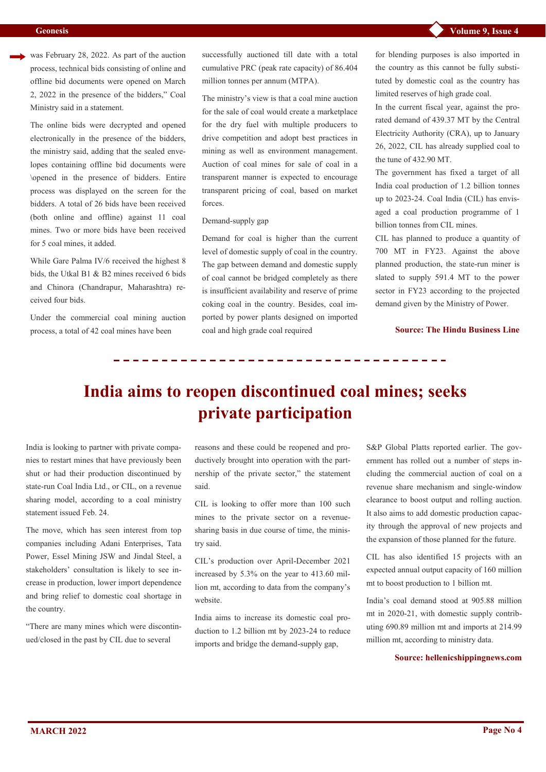was February 28, 2022. As part of the auction process, technical bids consisting of online and offline bid documents were opened on March 2, 2022 in the presence of the bidders," Coal Ministry said in a statement.

The online bids were decrypted and opened electronically in the presence of the bidders, the ministry said, adding that the sealed envelopes containing offline bid documents were \opened in the presence of bidders. Entire process was displayed on the screen for the bidders. A total of 26 bids have been received (both online and offline) against 11 coal mines. Two or more bids have been received for 5 coal mines, it added.

While Gare Palma IV/6 received the highest 8 bids, the Utkal B1 & B2 mines received 6 bids and Chinora (Chandrapur, Maharashtra) received four bids.

Under the commercial coal mining auction process, a total of 42 coal mines have been successfully auctioned till date with a total cumulative PRC (peak rate capacity) of 86.404 million tonnes per annum (MTPA).

The ministry's view is that a coal mine auction for the sale of coal would create a marketplace for the dry fuel with multiple producers to drive competition and adopt best practices in mining as well as environment management. Auction of coal mines for sale of coal in a transparent manner is expected to encourage transparent pricing of coal, based on market forces.

Demand-supply gap

Demand for coal is higher than the current level of domestic supply of coal in the country. The gap between demand and domestic supply of coal cannot be bridged completely as there is insufficient availability and reserve of prime coking coal in the country. Besides, coal imported by power plants designed on imported coal and high grade coal required for blending purposes is also imported in the country as this cannot be fully substituted by domestic coal as the country has limited reserves of high grade coal.

In the current fiscal year, against the prorated demand of 439.37 MT by the Central Electricity Authority (CRA), up to January 26, 2022, CIL has already supplied coal to the tune of 432.90 MT.

The government has fixed a target of all India coal production of 1.2 billion tonnes up to 2023-24. Coal India (CIL) has envisaged a coal production programme of 1 billion tonnes from CIL mines.

CIL has planned to produce a quantity of 700 MT in FY23. Against the above planned production, the state-run miner is slated to supply 591.4 MT to the power sector in FY23 according to the projected demand given by the Ministry of Power.

**Source: The Hindu Business Line**

# India aims to reopen discontinued coal mines; seeks private participation

India is looking to partner with private companies to restart mines that have previously been shut or had their production discontinued by state-run Coal India Ltd., or CIL, on a revenue sharing model, according to a coal ministry statement issued Feb. 24.

The move, which has seen interest from top companies including Adani Enterprises, Tata Power, Essel Mining JSW and Jindal Steel, a stakeholders' consultation is likely to see increase in production, lower import dependence and bring relief to domestic coal shortage in the country.

"There are many mines which were discontinued/closed in the past by CIL due to several reasons and these could be reopened and productively brought into operation with the partnership of the private sector," the statement said.

CIL is looking to offer more than 100 such mines to the private sector on a revenue-sharing basis in due course of time, the ministry said.

CIL's production over April-December 2021 increased by 5.3% on the year to 413.60 million mt, according to data from the company's website.

India aims to increase its domestic coal production to 1.2 billion mt by 2023-24 to reduce imports and bridge the demand-supply gap, S&P Global Platts reported earlier. The government has rolled out a number of steps including the commercial auction of coal on a revenue share mechanism and single-window clearance to boost output and rolling auction. It also aims to add domestic production capacity through the approval of new projects and the expansion of those planned for the future.

CIL has also identified 15 projects with an expected annual output capacity of 160 million mt to boost production to 1 billion mt.

India's coal demand stood at 905.88 million mt in 2020-21, with domestic supply contributing 690.89 million mt and imports at 214.99 million mt, according to ministry data.

**Source: hellenicshippingnews.com**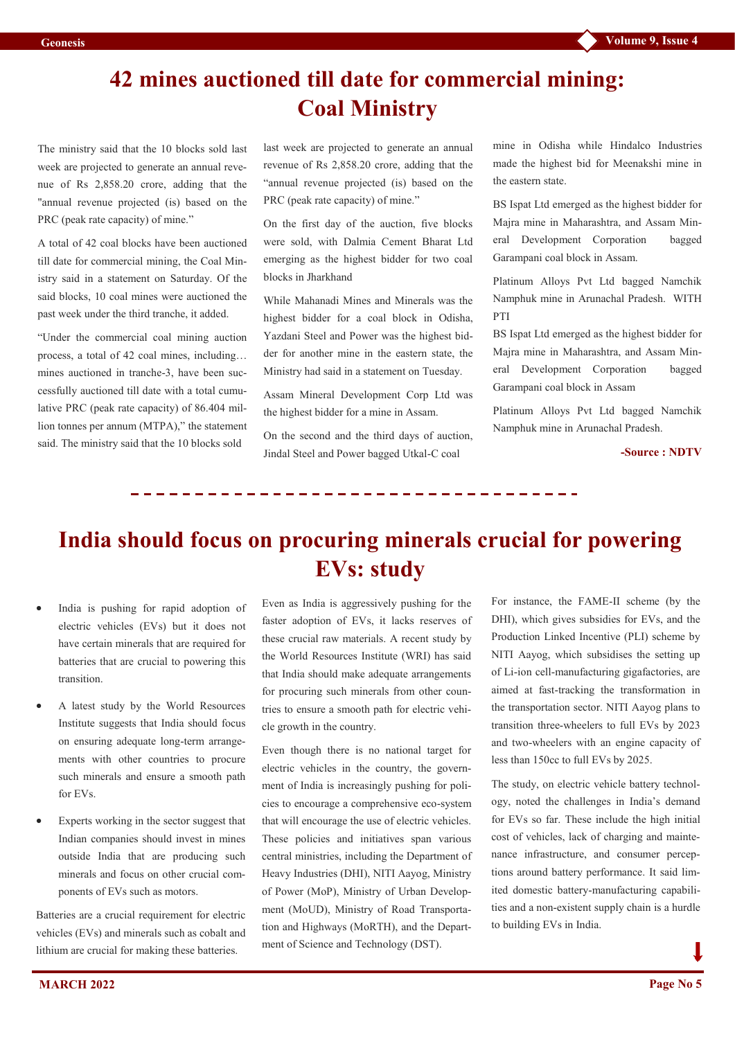# 42 mines auctioned till date for commercial mining: Coal Ministry

The ministry said that the 10 blocks sold last week are projected to generate an annual revenue of Rs 2,858.20 crore, adding that the "annual revenue projected (is) based on the PRC (peak rate capacity) of mine."

A total of 42 coal blocks have been auctioned till date for commercial mining, the Coal Ministry said in a statement on Saturday. Of the said blocks, 10 coal mines were auctioned the past week under the third tranche, it added.

"Under the commercial coal mining auction process, a total of 42 coal mines, including… mines auctioned in tranche-3, have been successfully auctioned till date with a total cumulative PRC (peak rate capacity) of 86.404 million tonnes per annum (MTPA)," the statement said. The ministry said that the 10 blocks sold last week are projected to generate an annual revenue of Rs 2,858.20 crore, adding that the "annual revenue projected (is) based on the PRC (peak rate capacity) of mine."

On the first day of the auction, five blocks were sold, with Dalmia Cement Bharat Ltd emerging as the highest bidder for two coal blocks in Jharkhand

While Mahanadi Mines and Minerals was the highest bidder for a coal block in Odisha, Yazdani Steel and Power was the highest bidder for another mine in the eastern state, the Ministry had said in a statement on Tuesday.

Assam Mineral Development Corp Ltd was the highest bidder for a mine in Assam.

On the second and the third days of auction, Jindal Steel and Power bagged Utkal-C coal mine in Odisha while Hindalco Industries made the highest bid for Meenakshi mine in the eastern state.

BS Ispat Ltd emerged as the highest bidder for Majra mine in Maharashtra, and Assam Mineral Development Corporation bagged Garampani coal block in Assam.

Platinum Alloys Pvt Ltd bagged Namchik Namphuk mine in Arunachal Pradesh. WITH PTI

BS Ispat Ltd emerged as the highest bidder for Majra mine in Maharashtra, and Assam Mineral Development Corporation bagged Garampani coal block in Assam

Platinum Alloys Pvt Ltd bagged Namchik Namphuk mine in Arunachal Pradesh.

**-Source : NDTV**

---

# India should focus on procuring minerals crucial for powering EVs: study

- India is pushing for rapid adoption of electric vehicles (EVs) but it does not have certain minerals that are required for batteries that are crucial to powering this transition.
- A latest study by the World Resources Institute suggests that India should focus on ensuring adequate long-term arrangements with other countries to procure such minerals and ensure a smooth path for EVs.
- Experts working in the sector suggest that Indian companies should invest in mines outside India that are producing such minerals and focus on other crucial components of EVs such as motors.

Batteries are a crucial requirement for electric vehicles (EVs) and minerals such as cobalt and lithium are crucial for making these batteries.

Even as India is aggressively pushing for the faster adoption of EVs, it lacks reserves of these crucial raw materials. A recent study by the World Resources Institute (WRI) has said that India should make adequate arrangements for procuring such minerals from other countries to ensure a smooth path for electric vehicle growth in the country.

Even though there is no national target for electric vehicles in the country, the government of India is increasingly pushing for policies to encourage a comprehensive eco-system that will encourage the use of electric vehicles. These policies and initiatives span various central ministries, including the Department of Heavy Industries (DHI), NITI Aayog, Ministry of Power (MoP), Ministry of Urban Development (MoUD), Ministry of Road Transportation and Highways (MoRTH), and the Department of Science and Technology (DST).

For instance, the FAME-II scheme (by the DHI), which gives subsidies for EVs, and the Production Linked Incentive (PLI) scheme by NITI Aayog, which subsidises the setting up of Li-ion cell-manufacturing gigafactories, are aimed at fast-tracking the transformation in the transportation sector. NITI Aayog plans to transition three-wheelers to full EVs by 2023 and two-wheelers with an engine capacity of less than 150cc to full EVs by 2025.

The study, on electric vehicle battery technology, noted the challenges in India's demand for EVs so far. These include the high initial cost of vehicles, lack of charging and maintenance infrastructure, and consumer perceptions around battery performance. It said limited domestic battery-manufacturing capabilities and a non-existent supply chain is a hurdle to building EVs in India.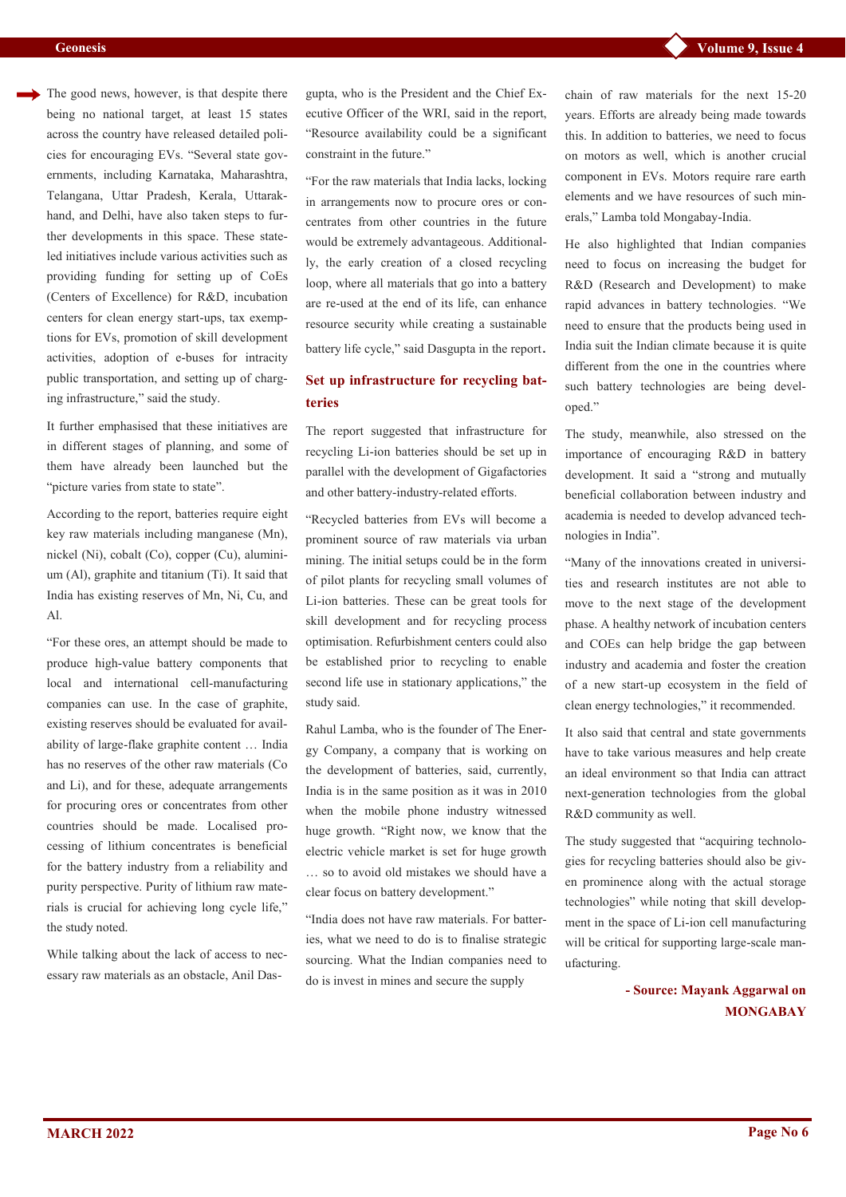The good news, however, is that despite there being no national target, at least 15 states across the country have released detailed policies for encouraging EVs. "Several state governments, including Karnataka, Maharashtra, Telangana, Uttar Pradesh, Kerala, Uttarakhand, and Delhi, have also taken steps to further developments in this space. These state-led initiatives include various activities such as providing funding for setting up of CoEs (Centers of Excellence) for R&D, incubation centers for clean energy start-ups, tax exemptions for EVs, promotion of skill development activities, adoption of e-buses for intracity public transportation, and setting up of charging infrastructure," said the study.

It further emphasised that these initiatives are in different stages of planning, and some of them have already been launched but the "picture varies from state to state".

According to the report, batteries require eight key raw materials including manganese (Mn), nickel (Ni), cobalt (Co), copper (Cu), aluminium (Al), graphite and titanium (Ti). It said that India has existing reserves of Mn, Ni, Cu, and Al.

"For these ores, an attempt should be made to produce high-value battery components that local and international cell-manufacturing companies can use. In the case of graphite, existing reserves should be evaluated for availability of large-flake graphite content … India has no reserves of the other raw materials (Co and Li), and for these, adequate arrangements for procuring ores or concentrates from other countries should be made. Localised processing of lithium concentrates is beneficial for the battery industry from a reliability and purity perspective. Purity of lithium raw materials is crucial for achieving long cycle life," the study noted.

While talking about the lack of access to necessary raw materials as an obstacle, Anil Dasgupta, who is the President and the Chief Executive Officer of the WRI, said in the report, "Resource availability could be a significant constraint in the future."

"For the raw materials that India lacks, locking in arrangements now to procure ores or concentrates from other countries in the future would be extremely advantageous. Additionally, the early creation of a closed recycling loop, where all materials that go into a battery are re-used at the end of its life, can enhance resource security while creating a sustainable battery life cycle," said Dasgupta in the report.

## Set up infrastructure for recycling batteries

The report suggested that infrastructure for recycling Li-ion batteries should be set up in parallel with the development of Gigafactories and other battery-industry-related efforts.

"Recycled batteries from EVs will become a prominent source of raw materials via urban mining. The initial setups could be in the form of pilot plants for recycling small volumes of Li-ion batteries. These can be great tools for skill development and for recycling process optimisation. Refurbishment centers could also be established prior to recycling to enable second life use in stationary applications," the study said.

Rahul Lamba, who is the founder of The Energy Company, a company that is working on the development of batteries, said, currently, India is in the same position as it was in 2010 when the mobile phone industry witnessed huge growth. "Right now, we know that the electric vehicle market is set for huge growth … so to avoid old mistakes we should have a clear focus on battery development."

"India does not have raw materials. For batteries, what we need to do is to finalise strategic sourcing. What the Indian companies need to do is invest in mines and secure the supply chain of raw materials for the next 15-20 years. Efforts are already being made towards this. In addition to batteries, we need to focus on motors as well, which is another crucial component in EVs. Motors require rare earth elements and we have resources of such minerals," Lamba told Mongabay-India.

He also highlighted that Indian companies need to focus on increasing the budget for R&D (Research and Development) to make rapid advances in battery technologies. "We need to ensure that the products being used in India suit the Indian climate because it is quite different from the one in the countries where such battery technologies are being developed."

The study, meanwhile, also stressed on the importance of encouraging R&D in battery development. It said a "strong and mutually beneficial collaboration between industry and academia is needed to develop advanced technologies in India".

"Many of the innovations created in universities and research institutes are not able to move to the next stage of the development phase. A healthy network of incubation centers and COEs can help bridge the gap between industry and academia and foster the creation of a new start-up ecosystem in the field of clean energy technologies," it recommended.

It also said that central and state governments have to take various measures and help create an ideal environment so that India can attract next-generation technologies from the global R&D community as well.

The study suggested that "acquiring technologies for recycling batteries should also be given prominence along with the actual storage technologies" while noting that skill development in the space of Li-ion cell manufacturing will be critical for supporting large-scale manufacturing.

**- Source: Mayank Aggarwal on MONGABAY**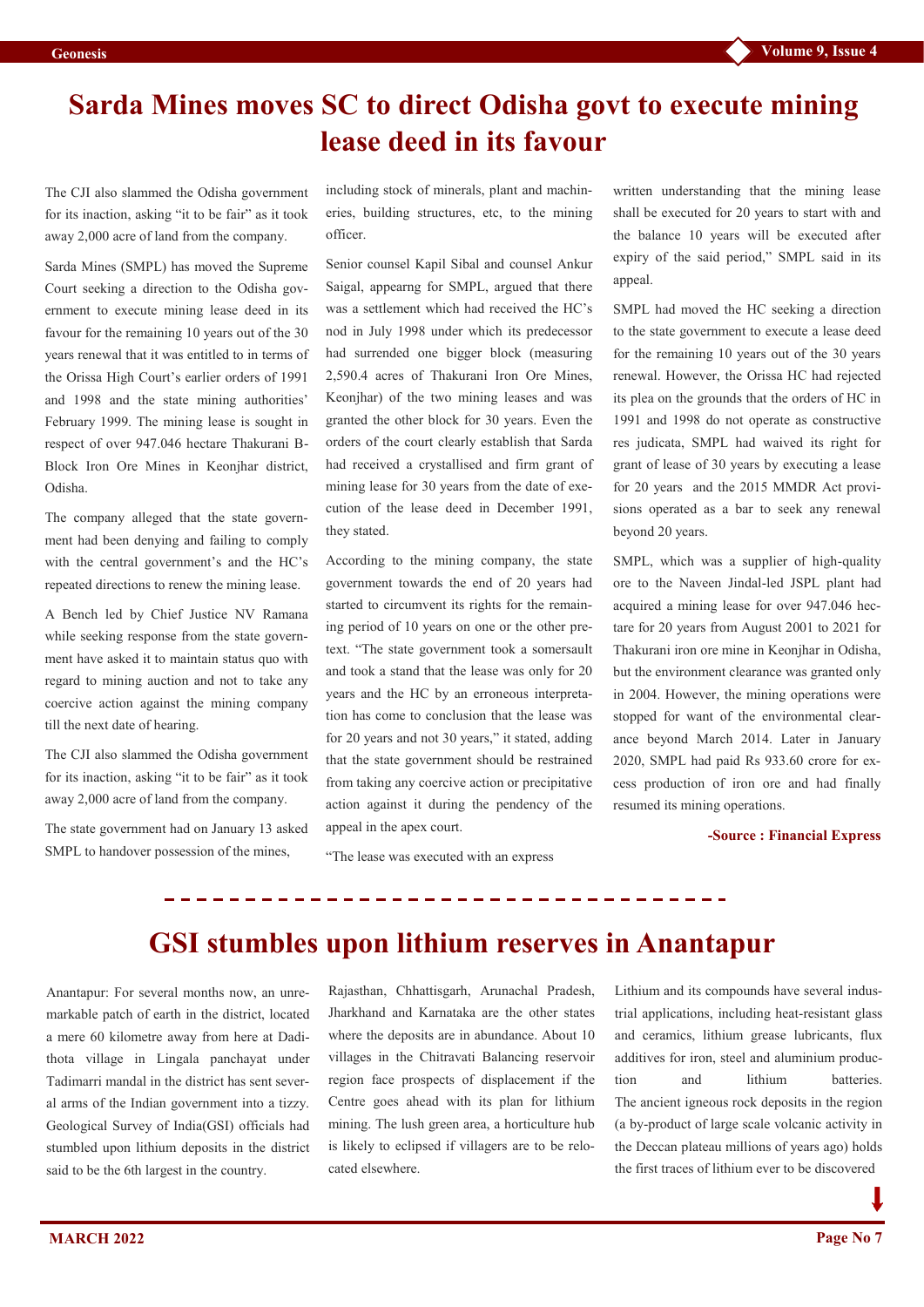# Sarda Mines moves SC to direct Odisha govt to execute mining lease deed in its favour

The CJI also slammed the Odisha government for its inaction, asking "it to be fair" as it took away 2,000 acre of land from the company.

Sarda Mines (SMPL) has moved the Supreme Court seeking a direction to the Odisha government to execute mining lease deed in its favour for the remaining 10 years out of the 30 years renewal that it was entitled to in terms of the Orissa High Court's earlier orders of 1991 and 1998 and the state mining authorities' February 1999. The mining lease is sought in respect of over 947.046 hectare Thakurani B-Block Iron Ore Mines in Keonjhar district, Odisha.

The company alleged that the state government had been denying and failing to comply with the central government's and the HC's repeated directions to renew the mining lease.

A Bench led by Chief Justice NV Ramana while seeking response from the state government have asked it to maintain status quo with regard to mining auction and not to take any coercive action against the mining company till the next date of hearing.

The CJI also slammed the Odisha government for its inaction, asking "it to be fair" as it took away 2,000 acre of land from the company.

The state government had on January 13 asked SMPL to handover possession of the mines, including stock of minerals, plant and machineries, building structures, etc, to the mining officer.

Senior counsel Kapil Sibal and counsel Ankur Saigal, appearng for SMPL, argued that there was a settlement which had received the HC's nod in July 1998 under which its predecessor had surrendered one bigger block (measuring 2,590.4 acres of Thakurani Iron Ore Mines, Keonjhar) of the two mining leases and was granted the other block for 30 years. Even the orders of the court clearly establish that Sarda had received a crystallised and firm grant of mining lease for 30 years from the date of execution of the lease deed in December 1991, they stated.

According to the mining company, the state government towards the end of 20 years had started to circumvent its rights for the remaining period of 10 years on one or the other pretext. "The state government took a somersault and took a stand that the lease was only for 20 years and the HC by an erroneous interpretation has come to conclusion that the lease was for 20 years and not 30 years," it stated, adding that the state government should be restrained from taking any coercive action or precipitative action against it during the pendency of the appeal in the apex court.

"The lease was executed with an express written understanding that the mining lease shall be executed for 20 years to start with and the balance 10 years will be executed after expiry of the said period," SMPL said in its appeal.

SMPL had moved the HC seeking a direction to the state government to execute a lease deed for the remaining 10 years out of the 30 years renewal. However, the Orissa HC had rejected its plea on the grounds that the orders of HC in 1991 and 1998 do not operate as constructive res judicata, SMPL had waived its right for grant of lease of 30 years by executing a lease for 20 years and the 2015 MMDR Act provisions operated as a bar to seek any renewal beyond 20 years.

SMPL, which was a supplier of high-quality ore to the Naveen Jindal-led JSPL plant had acquired a mining lease for over 947.046 hectare for 20 years from August 2001 to 2021 for Thakurani iron ore mine in Keonjhar in Odisha, but the environment clearance was granted only in 2004. However, the mining operations were stopped for want of the environmental clearance beyond March 2014. Later in January 2020, SMPL had paid Rs 933.60 crore for excess production of iron ore and had finally resumed its mining operations.

**-Source : Financial Express**

---

# GSI stumbles upon lithium reserves in Anantapur

Anantapur: For several months now, an unremarkable patch of earth in the district, located a mere 60 kilometre away from here at Dadithota village in Lingala panchayat under Tadimarri mandal in the district has sent several arms of the Indian government into a tizzy. Geological Survey of India(GSI) officials had stumbled upon lithium deposits in the district said to be the 6th largest in the country.

Rajasthan, Chhattisgarh, Arunachal Pradesh, Jharkhand and Karnataka are the other states where the deposits are in abundance. About 10 villages in the Chitravati Balancing reservoir region face prospects of displacement if the Centre goes ahead with its plan for lithium mining. The lush green area, a horticulture hub is likely to eclipsed if villagers are to be relocated elsewhere.

Lithium and its compounds have several industrial applications, including heat-resistant glass and ceramics, lithium grease lubricants, flux additives for iron, steel and aluminium production and lithium batteries. The ancient igneous rock deposits in the region (a by-product of large scale volcanic activity in the Deccan plateau millions of years ago) holds the first traces of lithium ever to be discovered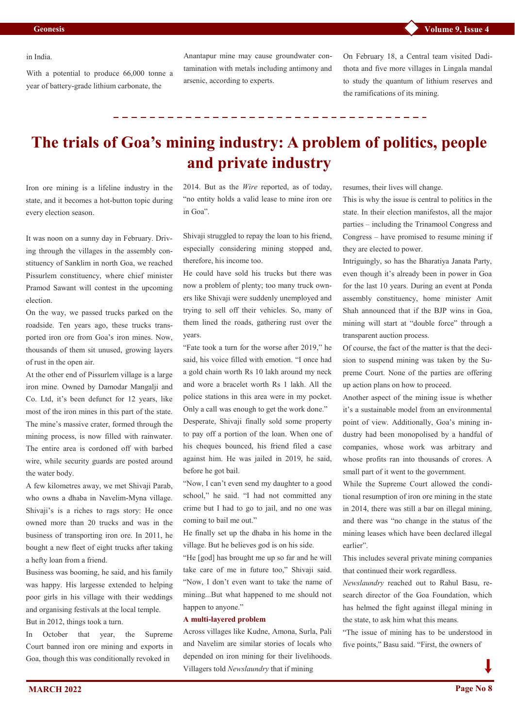in India.

With a potential to produce 66,000 tonne a year of battery-grade lithium carbonate, the Anantapur mine may cause groundwater contamination with metals including antimony and arsenic, according to experts.

On February 18, a Central team visited Dadithota and five more villages in Lingala mandal to study the quantum of lithium reserves and the ramifications of its mining.

# The trials of Goa's mining industry: A problem of politics, people and private industry

Iron ore mining is a lifeline industry in the state, and it becomes a hot-button topic during every election season.

It was noon on a sunny day in February. Driving through the villages in the assembly constituency of Sanklim in north Goa, we reached Pissurlem constituency, where chief minister Pramod Sawant will contest in the upcoming election.

On the way, we passed trucks parked on the roadside. Ten years ago, these trucks transported iron ore from Goa's iron mines. Now, thousands of them sit unused, growing layers of rust in the open air.

At the other end of Pissurlem village is a large iron mine. Owned by Damodar Mangalji and Co. Ltd, it's been defunct for 12 years, like most of the iron mines in this part of the state. The mine's massive crater, formed through the mining process, is now filled with rainwater. The entire area is cordoned off with barbed wire, while security guards are posted around the water body.

A few kilometres away, we met Shivaji Parab, who owns a dhaba in Navelim-Myna village. Shivaji's is a riches to rags story: He once owned more than 20 trucks and was in the business of transporting iron ore. In 2011, he bought a new fleet of eight trucks after taking a hefty loan from a friend.

Business was booming, he said, and his family was happy. His largesse extended to helping poor girls in his village with their weddings and organising festivals at the local temple.

But in 2012, things took a turn.

In October that year, the Supreme Court banned iron ore mining and exports in Goa, though this was conditionally revoked in 2014. But as the *Wire* reported, as of today, "no entity holds a valid lease to mine iron ore in Goa".

Shivaji struggled to repay the loan to his friend, especially considering mining stopped and, therefore, his income too.

He could have sold his trucks but there was now a problem of plenty; too many truck owners like Shivaji were suddenly unemployed and trying to sell off their vehicles. So, many of them lined the roads, gathering rust over the years.

"Fate took a turn for the worse after 2019," he said, his voice filled with emotion. "I once had a gold chain worth Rs 10 lakh around my neck and wore a bracelet worth Rs 1 lakh. All the police stations in this area were in my pocket. Only a call was enough to get the work done."

Desperate, Shivaji finally sold some property to pay off a portion of the loan. When one of his cheques bounced, his friend filed a case against him. He was jailed in 2019, he said, before he got bail.

"Now, I can't even send my daughter to a good school," he said. "I had not committed any crime but I had to go to jail, and no one was coming to bail me out."

He finally set up the dhaba in his home in the village. But he believes god is on his side.

"He [god] has brought me up so far and he will take care of me in future too," Shivaji said. "Now, I don't even want to take the name of mining...But what happened to me should not happen to anyone."

### A multi-layered problem

Across villages like Kudne, Amona, Surla, Pali and Navelim are similar stories of locals who depended on iron mining for their livelihoods. Villagers told *Newslaundry* that if mining resumes, their lives will change.

This is why the issue is central to politics in the state. In their election manifestos, all the major parties – including the Trinamool Congress and Congress – have promised to resume mining if they are elected to power.

Intriguingly, so has the Bharatiya Janata Party, even though it's already been in power in Goa for the last 10 years. During an event at Ponda assembly constituency, home minister Amit Shah announced that if the BJP wins in Goa, mining will start at "double force" through a transparent auction process.

Of course, the fact of the matter is that the decision to suspend mining was taken by the Supreme Court. None of the parties are offering up action plans on how to proceed.

Another aspect of the mining issue is whether it's a sustainable model from an environmental point of view. Additionally, Goa's mining industry had been monopolised by a handful of companies, whose work was arbitrary and whose profits ran into thousands of crores. A small part of it went to the government.

While the Supreme Court allowed the conditional resumption of iron ore mining in the state in 2014, there was still a bar on illegal mining, and there was "no change in the status of the mining leases which have been declared illegal earlier".

This includes several private mining companies that continued their work regardless.

*Newslaundry* reached out to Rahul Basu, research director of the Goa Foundation, which has helmed the fight against illegal mining in the state, to ask him what this means.

"The issue of mining has to be understood in five points," Basu said. "First, the owners of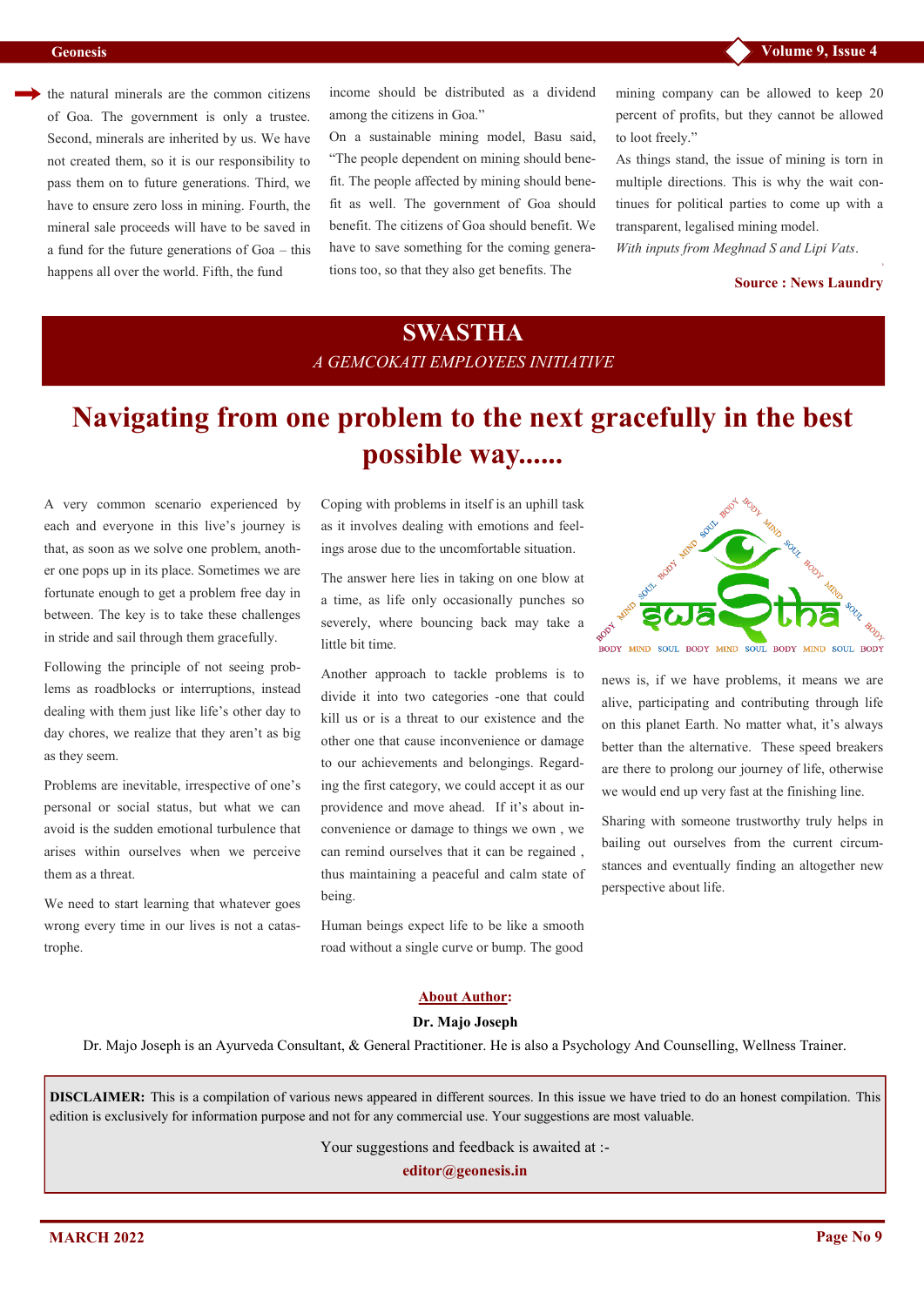the natural minerals are the common citizens of Goa. The government is only a trustee. Second, minerals are inherited by us. We have not created them, so it is our responsibility to pass them on to future generations. Third, we have to ensure zero loss in mining. Fourth, the mineral sale proceeds will have to be saved in a fund for the future generations of Goa – this happens all over the world. Fifth, the fund income should be distributed as a dividend among the citizens in Goa."

On a sustainable mining model, Basu said, "The people dependent on mining should benefit. The people affected by mining should benefit as well. The government of Goa should benefit. The citizens of Goa should benefit. We have to save something for the coming generations too, so that they also get benefits. The mining company can be allowed to keep 20 percent of profits, but they cannot be allowed to loot freely."

As things stand, the issue of mining is torn in multiple directions. This is why the wait continues for political parties to come up with a transparent, legalised mining model.

*With inputs from Meghnad S and Lipi Vats*.

**Source : News Laundry**

## SWASTHA

*A GEMCOKATI EMPLOYEES INITIATIVE*

# Navigating from one problem to the next gracefully in the best possible way......

A very common scenario experienced by each and everyone in this live's journey is that, as soon as we solve one problem, another one pops up in its place. Sometimes we are fortunate enough to get a problem free day in between. The key is to take these challenges in stride and sail through them gracefully.

Following the principle of not seeing problems as roadblocks or interruptions, instead dealing with them just like life's other day to day chores, we realize that they aren't as big as they seem.

Problems are inevitable, irrespective of one's personal or social status, but what we can avoid is the sudden emotional turbulence that arises within ourselves when we perceive them as a threat.

We need to start learning that whatever goes wrong every time in our lives is not a catastrophe.

Coping with problems in itself is an uphill task as it involves dealing with emotions and feelings arose due to the uncomfortable situation.

The answer here lies in taking on one blow at a time, as life only occasionally punches so severely, where bouncing back may take a little bit time.

Another approach to tackle problems is to divide it into two categories -one that could kill us or is a threat to our existence and the other one that cause inconvenience or damage to our achievements and belongings. Regarding the first category, we could accept it as our providence and move ahead. If it's about inconvenience or damage to things we own , we can remind ourselves that it can be regained , thus maintaining a peaceful and calm state of being.

Human beings expect life to be like a smooth road without a single curve or bump. The good news is, if we have problems, it means we are alive, participating and contributing through life on this planet Earth. No matter what, it's always better than the alternative. These speed breakers are there to prolong our journey of life, otherwise we would end up very fast at the finishing line.

Sharing with someone trustworthy truly helps in bailing out ourselves from the current circumstances and eventually finding an altogether new perspective about life.

**About Author:**

**Dr. Majo Joseph**

Dr. Majo Joseph is an Ayurveda Consultant, & General Practitioner. He is also a Psychology And Counselling, Wellness Trainer.

**DISCLAIMER:** This is a compilation of various news appeared in different sources. In this issue we have tried to do an honest compilation. This edition is exclusively for information purpose and not for any commercial use. Your suggestions are most valuable.

Your suggestions and feedback is awaited at :-

**editor@geonesis.in**